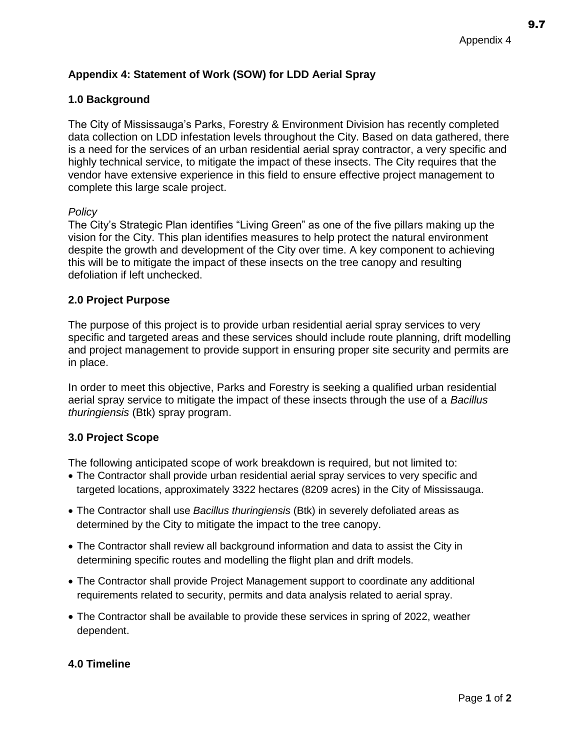## Appendix 4: Statement of Work (SOW) for LDD Aerial Spray

### 1.0 Background

The City of Mississauga's Parks, Forestry & Environment Division has recently completed data collection on LDD infestation levels throughout the City. Based on data gathered, there is a need for the services of an urban residential aerial spray contractor, a very specific and highly technical service, to mitigate the impact of these insects. The City requires that the vendor have extensive experience in this field to ensure effective project management to complete this large scale project.

*Policy*

The City's Strategic Plan identifies "Living Green" as one of the five pillars making up the vision for the City. This plan identifies measures to help protect the natural environment despite the growth and development of the City over time. A key component to achieving this will be to mitigate the impact of these insects on the tree canopy and resulting defoliation if left unchecked.

### 2.0 Project Purpose

The purpose of this project is to provide urban residential aerial spray services to very specific and targeted areas and these services should include route planning, drift modelling and project management to provide support in ensuring proper site security and permits are in place.

In order to meet this objective, Parks and Forestry is seeking a qualified urban residential aerial spray service to mitigate the impact of these insects through the use of a *Bacillus thuringiensis* (Btk) spray program.

### 3.0 Project Scope

The following anticipated scope of work breakdown is required, but not limited to:

- The Contractor shall provide urban residential aerial spray services to very specific and targeted locations, approximately 3322 hectares (8209 acres) in the City of Mississauga.
- The Contractor shall use *Bacillus thuringiensis* (Btk) in severely defoliated areas as determined by the City to mitigate the impact to the tree canopy.
- The Contractor shall review all background information and data to assist the City in determining specific routes and modelling the flight plan and drift models.
- The Contractor shall provide Project Management support to coordinate any additional requirements related to security, permits and data analysis related to aerial spray.
- The Contractor shall be available to provide these services in spring of 2022, weather dependent.

### 4.0 Timeline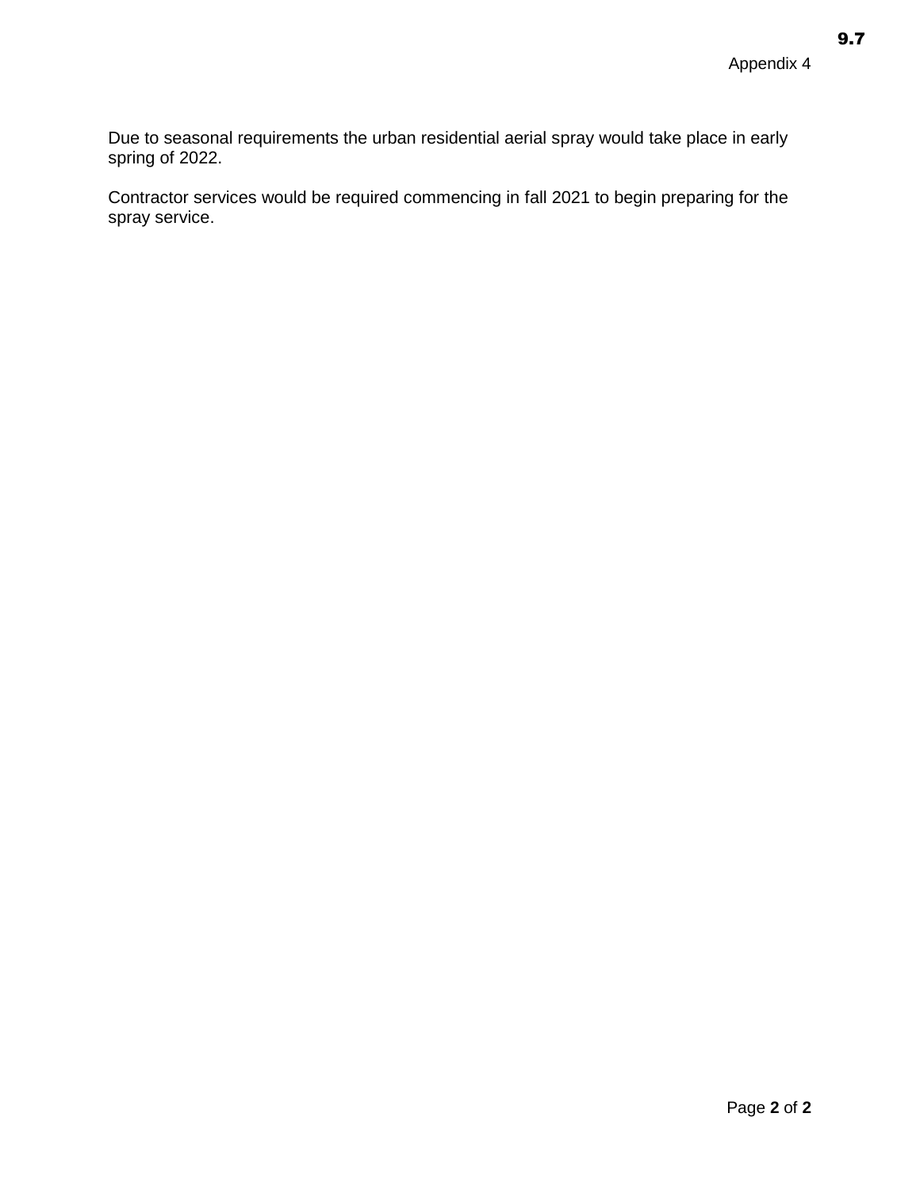Due to seasonal requirements the urban residential aerial spray would take place in early spring of 2022.

Contractor services would be required commencing in fall 2021 to begin preparing for the spray service.